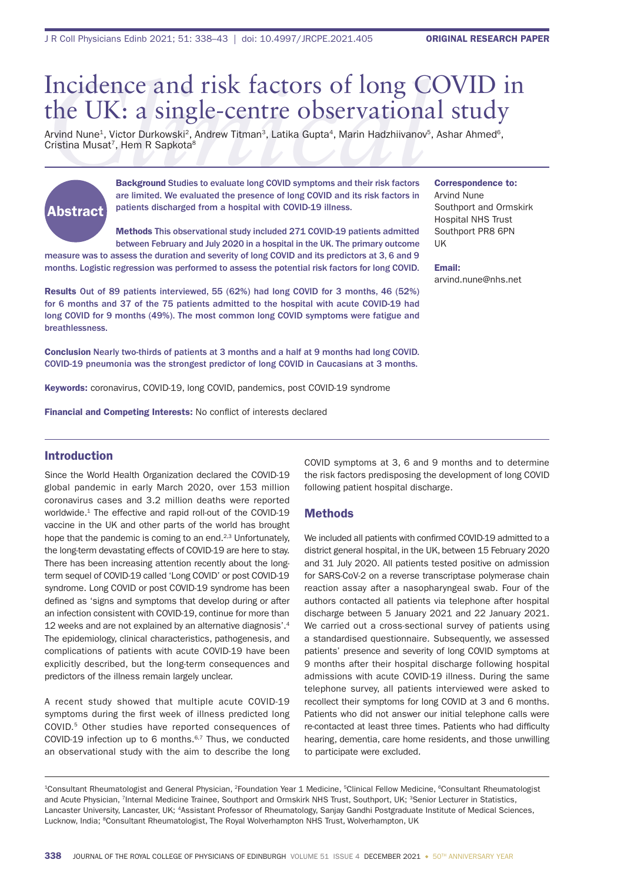# Incidence and risk factors of long COVID in the UK: a single-centre observational study

Arvind Nune[1], Victor Durkowski[2], Andrew Titman[3], Latika Gupta[4], Marin Hadzhiivanov[5], Ashar Ahmed[6], Cristina Musat[7], Hem R Sapkota[8]

**Correspondence to:**
Arvind Nune
Southport and Ormskirk Hospital NHS Trust
Southport PR8 6PN
UK

**Email:**
arvind.nune@nhs.net

## Abstract

**Background** Studies to evaluate long COVID symptoms and their risk factors are limited. We evaluated the presence of long COVID and its risk factors in patients discharged from a hospital with COVID-19 illness.

**Methods** This observational study included 271 COVID-19 patients admitted between February and July 2020 in a hospital in the UK. The primary outcome measure was to assess the duration and severity of long COVID and its predictors at 3, 6 and 9 months. Logistic regression was performed to assess the potential risk factors for long COVID.

**Results** Out of 89 patients interviewed, 55 (62%) had long COVID for 3 months, 46 (52%) for 6 months and 37 of the 75 patients admitted to the hospital with acute COVID-19 had long COVID for 9 months (49%). The most common long COVID symptoms were fatigue and breathlessness.

**Conclusion** Nearly two-thirds of patients at 3 months and a half at 9 months had long COVID. COVID-19 pneumonia was the strongest predictor of long COVID in Caucasians at 3 months.

**Keywords:** coronavirus, COVID-19, long COVID, pandemics, post COVID-19 syndrome

**Financial and Competing Interests:** No conflict of interests declared

## Introduction

Since the World Health Organization declared the COVID-19 global pandemic in early March 2020, over 153 million coronavirus cases and 3.2 million deaths were reported worldwide.[1] The effective and rapid roll-out of the COVID-19 vaccine in the UK and other parts of the world has brought hope that the pandemic is coming to an end.[2,3] Unfortunately, the long-term devastating effects of COVID-19 are here to stay. There has been increasing attention recently about the long-term sequel of COVID-19 called 'Long COVID' or post COVID-19 syndrome. Long COVID or post COVID-19 syndrome has been defined as 'signs and symptoms that develop during or after an infection consistent with COVID-19, continue for more than 12 weeks and are not explained by an alternative diagnosis'.[4] The epidemiology, clinical characteristics, pathogenesis, and complications of patients with acute COVID-19 have been explicitly described, but the long-term consequences and predictors of the illness remain largely unclear.

A recent study showed that multiple acute COVID-19 symptoms during the first week of illness predicted long COVID.[5] Other studies have reported consequences of COVID-19 infection up to 6 months.[6,7] Thus, we conducted an observational study with the aim to describe the long COVID symptoms at 3, 6 and 9 months and to determine the risk factors predisposing the development of long COVID following patient hospital discharge.

## Methods

We included all patients with confirmed COVID-19 admitted to a district general hospital, in the UK, between 15 February 2020 and 31 July 2020. All patients tested positive on admission for SARS-CoV-2 on a reverse transcriptase polymerase chain reaction assay after a nasopharyngeal swab. Four of the authors contacted all patients via telephone after hospital discharge between 5 January 2021 and 22 January 2021. We carried out a cross-sectional survey of patients using a standardised questionnaire. Subsequently, we assessed patients' presence and severity of long COVID symptoms at 9 months after their hospital discharge following hospital admissions with acute COVID-19 illness. During the same telephone survey, all patients interviewed were asked to recollect their symptoms for long COVID at 3 and 6 months. Patients who did not answer our initial telephone calls were re-contacted at least three times. Patients who had difficulty hearing, dementia, care home residents, and those unwilling to participate were excluded.

[1]Consultant Rheumatologist and General Physician, [2]Foundation Year 1 Medicine, [5]Clinical Fellow Medicine, [6]Consultant Rheumatologist and Acute Physician, [7]Internal Medicine Trainee, Southport and Ormskirk NHS Trust, Southport, UK; [3]Senior Lecturer in Statistics, Lancaster University, Lancaster, UK; [4]Assistant Professor of Rheumatology, Sanjay Gandhi Postgraduate Institute of Medical Sciences, Lucknow, India; [8]Consultant Rheumatologist, The Royal Wolverhampton NHS Trust, Wolverhampton, UK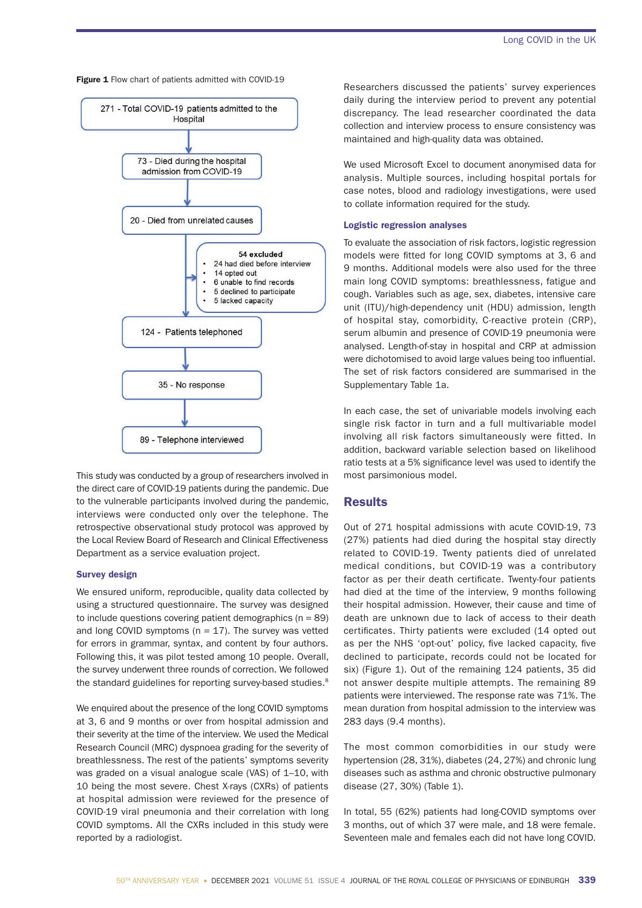**Figure 1** Flow chart of patients admitted with COVID-19

271 - Total COVID-19 patients admitted to the Hospital

73 - Died during the hospital admission from COVID-19

20 - Died from unrelated causes

54 excluded
- 24 had died before interview
- 14 opted out
- 6 unable to find records
- 5 declined to participate
- 5 lacked capacity

124 - Patients telephoned

35 - No response

89 - Telephone interviewed

This study was conducted by a group of researchers involved in the direct care of COVID-19 patients during the pandemic. Due to the vulnerable participants involved during the pandemic, interviews were conducted only over the telephone. The retrospective observational study protocol was approved by the Local Review Board of Research and Clinical Effectiveness Department as a service evaluation project.

### Survey design

We ensured uniform, reproducible, quality data collected by using a structured questionnaire. The survey was designed to include questions covering patient demographics (n = 89) and long COVID symptoms (n = 17). The survey was vetted for errors in grammar, syntax, and content by four authors. Following this, it was pilot tested among 10 people. Overall, the survey underwent three rounds of correction. We followed the standard guidelines for reporting survey-based studies.[8]

We enquired about the presence of the long COVID symptoms at 3, 6 and 9 months or over from hospital admission and their severity at the time of the interview. We used the Medical Research Council (MRC) dyspnoea grading for the severity of breathlessness. The rest of the patients' symptoms severity was graded on a visual analogue scale (VAS) of 1–10, with 10 being the most severe. Chest X-rays (CXRs) of patients at hospital admission were reviewed for the presence of COVID-19 viral pneumonia and their correlation with long COVID symptoms. All the CXRs included in this study were reported by a radiologist.

Researchers discussed the patients' survey experiences daily during the interview period to prevent any potential discrepancy. The lead researcher coordinated the data collection and interview process to ensure consistency was maintained and high-quality data was obtained.

We used Microsoft Excel to document anonymised data for analysis. Multiple sources, including hospital portals for case notes, blood and radiology investigations, were used to collate information required for the study.

### Logistic regression analyses

To evaluate the association of risk factors, logistic regression models were fitted for long COVID symptoms at 3, 6 and 9 months. Additional models were also used for the three main long COVID symptoms: breathlessness, fatigue and cough. Variables such as age, sex, diabetes, intensive care unit (ITU)/high-dependency unit (HDU) admission, length of hospital stay, comorbidity, C-reactive protein (CRP), serum albumin and presence of COVID-19 pneumonia were analysed. Length-of-stay in hospital and CRP at admission were dichotomised to avoid large values being too influential. The set of risk factors considered are summarised in the Supplementary Table 1a.

In each case, the set of univariable models involving each single risk factor in turn and a full multivariable model involving all risk factors simultaneously were fitted. In addition, backward variable selection based on likelihood ratio tests at a 5% significance level was used to identify the most parsimonious model.

## Results

Out of 271 hospital admissions with acute COVID-19, 73 (27%) patients had died during the hospital stay directly related to COVID-19. Twenty patients died of unrelated medical conditions, but COVID-19 was a contributory factor as per their death certificate. Twenty-four patients had died at the time of the interview, 9 months following their hospital admission. However, their cause and time of death are unknown due to lack of access to their death certificates. Thirty patients were excluded (14 opted out as per the NHS 'opt-out' policy, five lacked capacity, five declined to participate, records could not be located for six) (Figure 1). Out of the remaining 124 patients, 35 did not answer despite multiple attempts. The remaining 89 patients were interviewed. The response rate was 71%. The mean duration from hospital admission to the interview was 283 days (9.4 months).

The most common comorbidities in our study were hypertension (28, 31%), diabetes (24, 27%) and chronic lung diseases such as asthma and chronic obstructive pulmonary disease (27, 30%) (Table 1).

In total, 55 (62%) patients had long-COVID symptoms over 3 months, out of which 37 were male, and 18 were female. Seventeen male and females each did not have long COVID.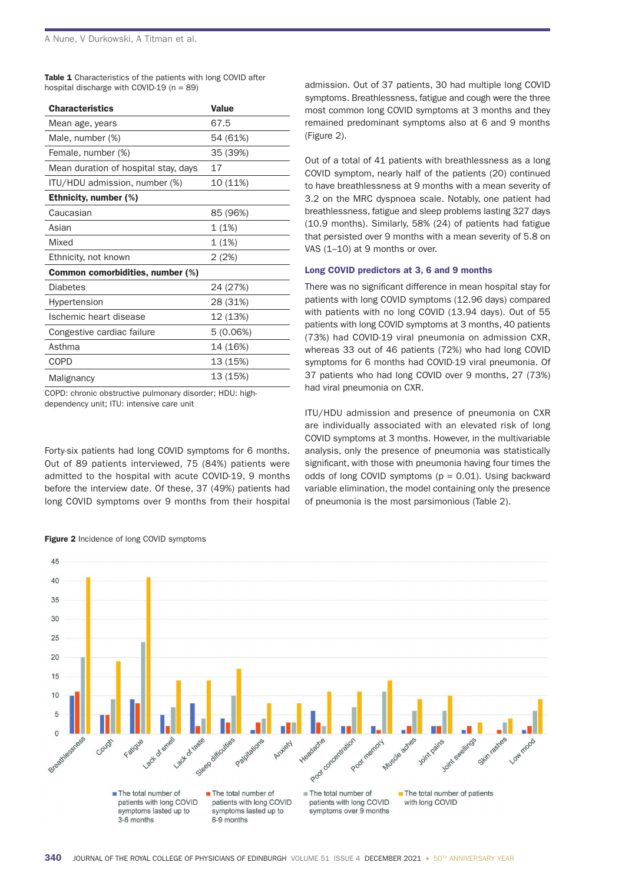**Table 1** Characteristics of the patients with long COVID after hospital discharge with COVID-19 (n = 89)

| Characteristics | Value |
|---|---|
| Mean age, years | 67.5 |
| Male, number (%) | 54 (61%) |
| Female, number (%) | 35 (39%) |
| Mean duration of hospital stay, days | 17 |
| ITU/HDU admission, number (%) | 10 (11%) |
| **Ethnicity, number (%)** | |
| Caucasian | 85 (96%) |
| Asian | 1 (1%) |
| Mixed | 1 (1%) |
| Ethnicity, not known | 2 (2%) |
| **Common comorbidities, number (%)** | |
| Diabetes | 24 (27%) |
| Hypertension | 28 (31%) |
| Ischemic heart disease | 12 (13%) |
| Congestive cardiac failure | 5 (0.06%) |
| Asthma | 14 (16%) |
| COPD | 13 (15%) |
| Malignancy | 13 (15%) |

COPD: chronic obstructive pulmonary disorder; HDU: high-dependency unit; ITU: intensive care unit

Forty-six patients had long COVID symptoms for 6 months. Out of 89 patients interviewed, 75 (84%) patients were admitted to the hospital with acute COVID-19, 9 months before the interview date. Of these, 37 (49%) patients had long COVID symptoms over 9 months from their hospital admission. Out of 37 patients, 30 had multiple long COVID symptoms. Breathlessness, fatigue and cough were the three most common long COVID symptoms at 3 months and they remained predominant symptoms also at 6 and 9 months (Figure 2).

Out of a total of 41 patients with breathlessness as a long COVID symptom, nearly half of the patients (20) continued to have breathlessness at 9 months with a mean severity of 3.2 on the MRC dyspnoea scale. Notably, one patient had breathlessness, fatigue and sleep problems lasting 327 days (10.9 months). Similarly, 58% (24) of patients had fatigue that persisted over 9 months with a mean severity of 5.8 on VAS (1–10) at 9 months or over.

### Long COVID predictors at 3, 6 and 9 months

There was no significant difference in mean hospital stay for patients with long COVID symptoms (12.96 days) compared with patients with no long COVID (13.94 days). Out of 55 patients with long COVID symptoms at 3 months, 40 patients (73%) had COVID-19 viral pneumonia on admission CXR, whereas 33 out of 46 patients (72%) who had long COVID symptoms for 6 months had COVID-19 viral pneumonia. Of 37 patients who had long COVID over 9 months, 27 (73%) had viral pneumonia on CXR.

ITU/HDU admission and presence of pneumonia on CXR are individually associated with an elevated risk of long COVID symptoms at 3 months. However, in the multivariable analysis, only the presence of pneumonia was statistically significant, with those with pneumonia having four times the odds of long COVID symptoms ($p = 0.01$). Using backward variable elimination, the model containing only the presence of pneumonia is the most parsimonious (Table 2).

**Figure 2** Incidence of long COVID symptoms

| Symptom | The total number of patients with long COVID symptoms lasted up to 3-6 months | The total number of patients with long COVID symptoms lasted up to 6-9 months | The total number of patients with long COVID symptoms over 9 months | The total number of patients with long COVID |
|---|---|---|---|---|
| Breathlessness | 10 | 11 | 20 | 41 |
| Cough | 5 | 5 | 9 | 19 |
| Fatigue | 9 | 8 | 24 | 41 |
| Lack of smell | 5 | 2 | 7 | 14 |
| Lack of taste | 8 | 2 | 4 | 14 |
| Sleep difficulties | 4 | 3 | 10 | 17 |
| Palpitations | 1 | 3 | 4 | 8 |
| Anxiety | 2 | 3 | 3 | 8 |
| Headache | 6 | 3 | 2 | 11 |
| Poor concentration | 2 | 2 | 7 | 11 |
| Poor memory | 2 | 1 | 11 | 14 |
| Muscle aches | 1 | 2 | 6 | 9 |
| Joint pains | 2 | 2 | 6 | 10 |
| Joint swellings | 1 | 2 | 0 | 3 |
| Skin rashes | 0 | 1 | 3 | 4 |
| Low mood | 1 | 2 | 6 | 9 |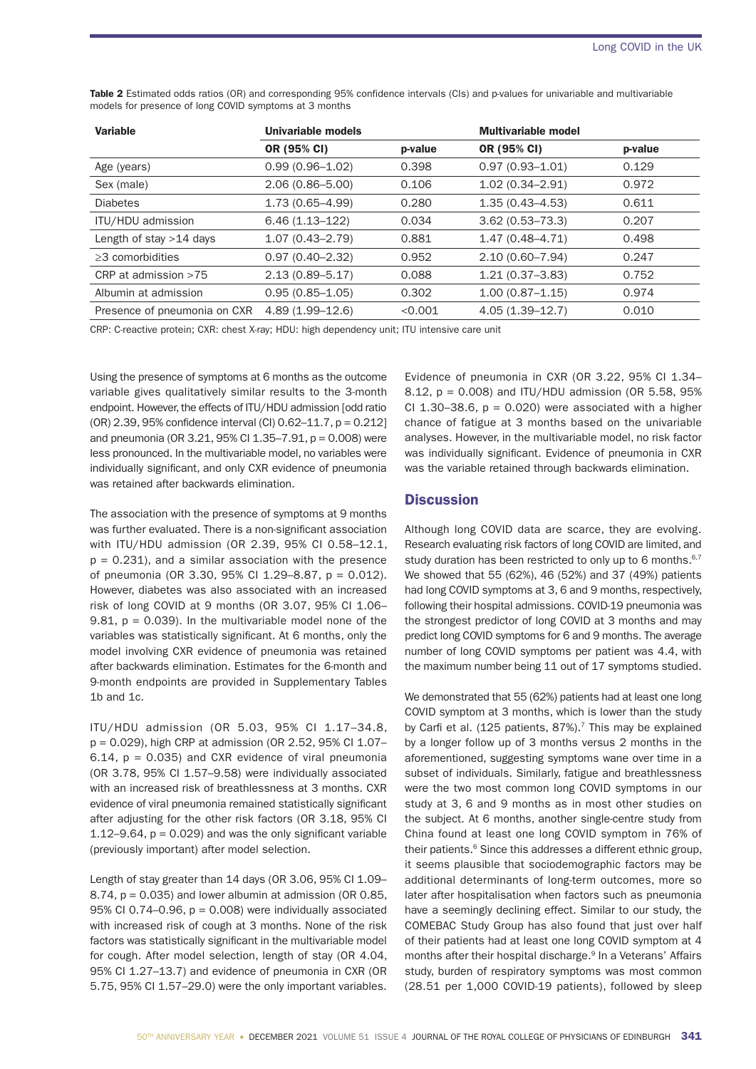**Table 2** Estimated odds ratios (OR) and corresponding 95% confidence intervals (CIs) and p-values for univariable and multivariable models for presence of long COVID symptoms at 3 months

| Variable | Univariable models | | Multivariable model | |
|---|---|---|---|---|
| | OR (95% CI) | p-value | OR (95% CI) | p-value |
| Age (years) | 0.99 (0.96–1.02) | 0.398 | 0.97 (0.93–1.01) | 0.129 |
| Sex (male) | 2.06 (0.86–5.00) | 0.106 | 1.02 (0.34–2.91) | 0.972 |
| Diabetes | 1.73 (0.65–4.99) | 0.280 | 1.35 (0.43–4.53) | 0.611 |
| ITU/HDU admission | 6.46 (1.13–122) | 0.034 | 3.62 (0.53–73.3) | 0.207 |
| Length of stay >14 days | 1.07 (0.43–2.79) | 0.881 | 1.47 (0.48–4.71) | 0.498 |
| ≥3 comorbidities | 0.97 (0.40–2.32) | 0.952 | 2.10 (0.60–7.94) | 0.247 |
| CRP at admission >75 | 2.13 (0.89–5.17) | 0.088 | 1.21 (0.37–3.83) | 0.752 |
| Albumin at admission | 0.95 (0.85–1.05) | 0.302 | 1.00 (0.87–1.15) | 0.974 |
| Presence of pneumonia on CXR | 4.89 (1.99–12.6) | <0.001 | 4.05 (1.39–12.7) | 0.010 |

CRP: C-reactive protein; CXR: chest X-ray; HDU: high dependency unit; ITU intensive care unit

Using the presence of symptoms at 6 months as the outcome variable gives qualitatively similar results to the 3-month endpoint. However, the effects of ITU/HDU admission [odd ratio (OR) 2.39, 95% confidence interval (CI) 0.62–11.7, p = 0.212] and pneumonia (OR 3.21, 95% CI 1.35–7.91, p = 0.008) were less pronounced. In the multivariable model, no variables were individually significant, and only CXR evidence of pneumonia was retained after backwards elimination.

The association with the presence of symptoms at 9 months was further evaluated. There is a non-significant association with ITU/HDU admission (OR 2.39, 95% CI 0.58–12.1, p = 0.231), and a similar association with the presence of pneumonia (OR 3.30, 95% CI 1.29–8.87, p = 0.012). However, diabetes was also associated with an increased risk of long COVID at 9 months (OR 3.07, 95% CI 1.06–9.81, p = 0.039). In the multivariable model none of the variables was statistically significant. At 6 months, only the model involving CXR evidence of pneumonia was retained after backwards elimination. Estimates for the 6-month and 9-month endpoints are provided in Supplementary Tables 1b and 1c.

ITU/HDU admission (OR 5.03, 95% CI 1.17–34.8, p = 0.029), high CRP at admission (OR 2.52, 95% CI 1.07–6.14, p = 0.035) and CXR evidence of viral pneumonia (OR 3.78, 95% CI 1.57–9.58) were individually associated with an increased risk of breathlessness at 3 months. CXR evidence of viral pneumonia remained statistically significant after adjusting for the other risk factors (OR 3.18, 95% CI 1.12–9.64, p = 0.029) and was the only significant variable (previously important) after model selection.

Length of stay greater than 14 days (OR 3.06, 95% CI 1.09–8.74, p = 0.035) and lower albumin at admission (OR 0.85, 95% CI 0.74–0.96, p = 0.008) were individually associated with increased risk of cough at 3 months. None of the risk factors was statistically significant in the multivariable model for cough. After model selection, length of stay (OR 4.04, 95% CI 1.27–13.7) and evidence of pneumonia in CXR (OR 5.75, 95% CI 1.57–29.0) were the only important variables.

Evidence of pneumonia in CXR (OR 3.22, 95% CI 1.34–8.12, p = 0.008) and ITU/HDU admission (OR 5.58, 95% CI 1.30–38.6, p = 0.020) were associated with a higher chance of fatigue at 3 months based on the univariable analyses. However, in the multivariable model, no risk factor was individually significant. Evidence of pneumonia in CXR was the variable retained through backwards elimination.

## Discussion

Although long COVID data are scarce, they are evolving. Research evaluating risk factors of long COVID are limited, and study duration has been restricted to only up to 6 months.[6,7] We showed that 55 (62%), 46 (52%) and 37 (49%) patients had long COVID symptoms at 3, 6 and 9 months, respectively, following their hospital admissions. COVID-19 pneumonia was the strongest predictor of long COVID at 3 months and may predict long COVID symptoms for 6 and 9 months. The average number of long COVID symptoms per patient was 4.4, with the maximum number being 11 out of 17 symptoms studied.

We demonstrated that 55 (62%) patients had at least one long COVID symptom at 3 months, which is lower than the study by Carfi et al. (125 patients, 87%).[7] This may be explained by a longer follow up of 3 months versus 2 months in the aforementioned, suggesting symptoms wane over time in a subset of individuals. Similarly, fatigue and breathlessness were the two most common long COVID symptoms in our study at 3, 6 and 9 months as in most other studies on the subject. At 6 months, another single-centre study from China found at least one long COVID symptom in 76% of their patients.[6] Since this addresses a different ethnic group, it seems plausible that sociodemographic factors may be additional determinants of long-term outcomes, more so later after hospitalisation when factors such as pneumonia have a seemingly declining effect. Similar to our study, the COMEBAC Study Group has also found that just over half of their patients had at least one long COVID symptom at 4 months after their hospital discharge.[9] In a Veterans' Affairs study, burden of respiratory symptoms was most common (28.51 per 1,000 COVID-19 patients), followed by sleep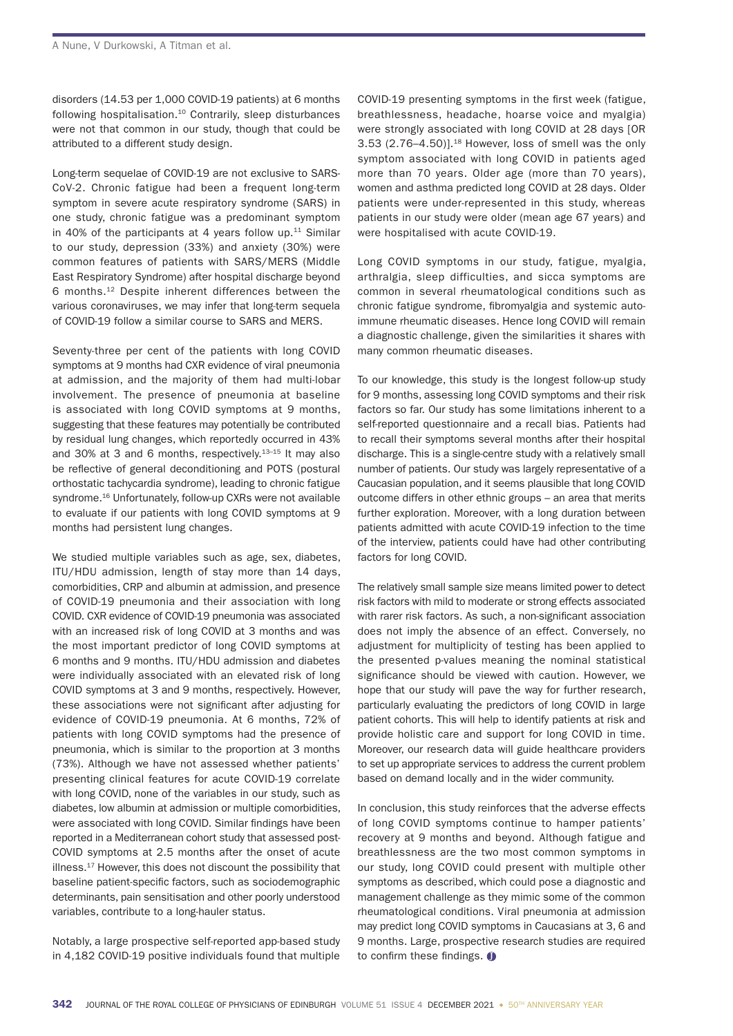disorders (14.53 per 1,000 COVID-19 patients) at 6 months following hospitalisation.[10] Contrarily, sleep disturbances were not that common in our study, though that could be attributed to a different study design.

Long-term sequelae of COVID-19 are not exclusive to SARS-CoV-2. Chronic fatigue had been a frequent long-term symptom in severe acute respiratory syndrome (SARS) in one study, chronic fatigue was a predominant symptom in 40% of the participants at 4 years follow up.[11] Similar to our study, depression (33%) and anxiety (30%) were common features of patients with SARS/MERS (Middle East Respiratory Syndrome) after hospital discharge beyond 6 months.[12] Despite inherent differences between the various coronaviruses, we may infer that long-term sequela of COVID-19 follow a similar course to SARS and MERS.

Seventy-three per cent of the patients with long COVID symptoms at 9 months had CXR evidence of viral pneumonia at admission, and the majority of them had multi-lobar involvement. The presence of pneumonia at baseline is associated with long COVID symptoms at 9 months, suggesting that these features may potentially be contributed by residual lung changes, which reportedly occurred in 43% and 30% at 3 and 6 months, respectively.[13–15] It may also be reflective of general deconditioning and POTS (postural orthostatic tachycardia syndrome), leading to chronic fatigue syndrome.[16] Unfortunately, follow-up CXRs were not available to evaluate if our patients with long COVID symptoms at 9 months had persistent lung changes.

We studied multiple variables such as age, sex, diabetes, ITU/HDU admission, length of stay more than 14 days, comorbidities, CRP and albumin at admission, and presence of COVID-19 pneumonia and their association with long COVID. CXR evidence of COVID-19 pneumonia was associated with an increased risk of long COVID at 3 months and was the most important predictor of long COVID symptoms at 6 months and 9 months. ITU/HDU admission and diabetes were individually associated with an elevated risk of long COVID symptoms at 3 and 9 months, respectively. However, these associations were not significant after adjusting for evidence of COVID-19 pneumonia. At 6 months, 72% of patients with long COVID symptoms had the presence of pneumonia, which is similar to the proportion at 3 months (73%). Although we have not assessed whether patients' presenting clinical features for acute COVID-19 correlate with long COVID, none of the variables in our study, such as diabetes, low albumin at admission or multiple comorbidities, were associated with long COVID. Similar findings have been reported in a Mediterranean cohort study that assessed post-COVID symptoms at 2.5 months after the onset of acute illness.[17] However, this does not discount the possibility that baseline patient-specific factors, such as sociodemographic determinants, pain sensitisation and other poorly understood variables, contribute to a long-hauler status.

Notably, a large prospective self-reported app-based study in 4,182 COVID-19 positive individuals found that multiple COVID-19 presenting symptoms in the first week (fatigue, breathlessness, headache, hoarse voice and myalgia) were strongly associated with long COVID at 28 days [OR 3.53 (2.76–4.50)].[18] However, loss of smell was the only symptom associated with long COVID in patients aged more than 70 years. Older age (more than 70 years), women and asthma predicted long COVID at 28 days. Older patients were under-represented in this study, whereas patients in our study were older (mean age 67 years) and were hospitalised with acute COVID-19.

Long COVID symptoms in our study, fatigue, myalgia, arthralgia, sleep difficulties, and sicca symptoms are common in several rheumatological conditions such as chronic fatigue syndrome, fibromyalgia and systemic autoimmune rheumatic diseases. Hence long COVID will remain a diagnostic challenge, given the similarities it shares with many common rheumatic diseases.

To our knowledge, this study is the longest follow-up study for 9 months, assessing long COVID symptoms and their risk factors so far. Our study has some limitations inherent to a self-reported questionnaire and a recall bias. Patients had to recall their symptoms several months after their hospital discharge. This is a single-centre study with a relatively small number of patients. Our study was largely representative of a Caucasian population, and it seems plausible that long COVID outcome differs in other ethnic groups – an area that merits further exploration. Moreover, with a long duration between patients admitted with acute COVID-19 infection to the time of the interview, patients could have had other contributing factors for long COVID.

The relatively small sample size means limited power to detect risk factors with mild to moderate or strong effects associated with rarer risk factors. As such, a non-significant association does not imply the absence of an effect. Conversely, no adjustment for multiplicity of testing has been applied to the presented p-values meaning the nominal statistical significance should be viewed with caution. However, we hope that our study will pave the way for further research, particularly evaluating the predictors of long COVID in large patient cohorts. This will help to identify patients at risk and provide holistic care and support for long COVID in time. Moreover, our research data will guide healthcare providers to set up appropriate services to address the current problem based on demand locally and in the wider community.

In conclusion, this study reinforces that the adverse effects of long COVID symptoms continue to hamper patients' recovery at 9 months and beyond. Although fatigue and breathlessness are the two most common symptoms in our study, long COVID could present with multiple other symptoms as described, which could pose a diagnostic and management challenge as they mimic some of the common rheumatological conditions. Viral pneumonia at admission may predict long COVID symptoms in Caucasians at 3, 6 and 9 months. Large, prospective research studies are required to confirm these findings.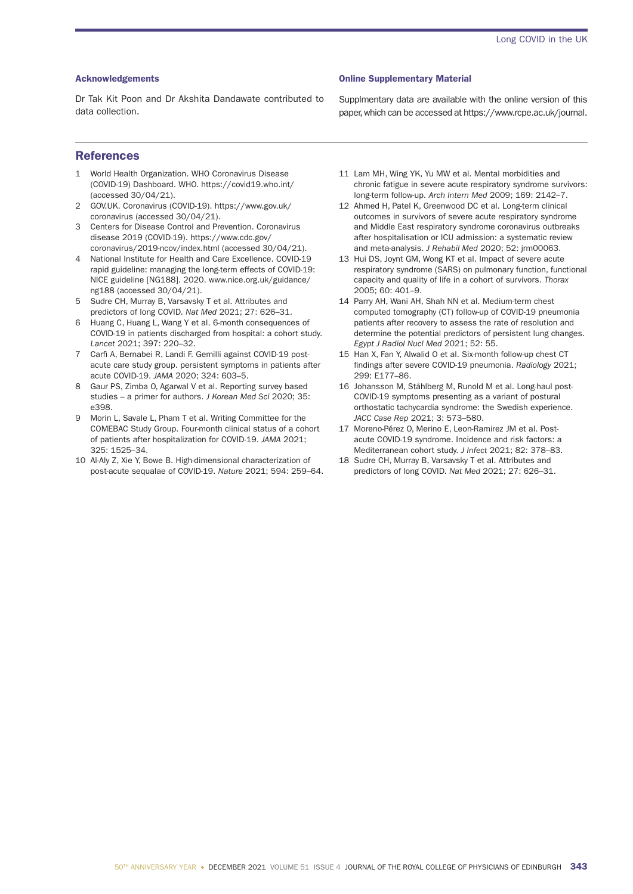## Acknowledgements

Dr Tak Kit Poon and Dr Akshita Dandawate contributed to data collection.

## Online Supplementary Material

Supplmentary data are available with the online version of this paper, which can be accessed at https://www.rcpe.ac.uk/journal.

## References

1. World Health Organization. WHO Coronavirus Disease (COVID-19) Dashboard. WHO. https://covid19.who.int/ (accessed 30/04/21).
2. GOV.UK. Coronavirus (COVID-19). https://www.gov.uk/coronavirus (accessed 30/04/21).
3. Centers for Disease Control and Prevention. Coronavirus disease 2019 (COVID-19). https://www.cdc.gov/coronavirus/2019-ncov/index.html (accessed 30/04/21).
4. National Institute for Health and Care Excellence. COVID-19 rapid guideline: managing the long-term effects of COVID-19: NICE guideline [NG188]. 2020. www.nice.org.uk/guidance/ng188 (accessed 30/04/21).
5. Sudre CH, Murray B, Varsavsky T et al. Attributes and predictors of long COVID. *Nat Med* 2021; 27: 626–31.
6. Huang C, Huang L, Wang Y et al. 6-month consequences of COVID-19 in patients discharged from hospital: a cohort study. *Lancet* 2021; 397: 220–32.
7. Carfì A, Bernabei R, Landi F. Gemilli against COVID-19 post-acute care study group. persistent symptoms in patients after acute COVID-19. *JAMA* 2020; 324: 603–5.
8. Gaur PS, Zimba O, Agarwal V et al. Reporting survey based studies – a primer for authors. *J Korean Med Sci* 2020; 35: e398.
9. Morin L, Savale L, Pham T et al. Writing Committee for the COMEBAC Study Group. Four-month clinical status of a cohort of patients after hospitalization for COVID-19. *JAMA* 2021; 325: 1525–34.
10. Al-Aly Z, Xie Y, Bowe B. High-dimensional characterization of post-acute sequalae of COVID-19. *Nature* 2021; 594: 259–64.
11. Lam MH, Wing YK, Yu MW et al. Mental morbidities and chronic fatigue in severe acute respiratory syndrome survivors: long-term follow-up. *Arch Intern Med* 2009; 169: 2142–7.
12. Ahmed H, Patel K, Greenwood DC et al. Long-term clinical outcomes in survivors of severe acute respiratory syndrome and Middle East respiratory syndrome coronavirus outbreaks after hospitalisation or ICU admission: a systematic review and meta-analysis. *J Rehabil Med* 2020; 52: jrm00063.
13. Hui DS, Joynt GM, Wong KT et al. Impact of severe acute respiratory syndrome (SARS) on pulmonary function, functional capacity and quality of life in a cohort of survivors. *Thorax* 2005; 60: 401–9.
14. Parry AH, Wani AH, Shah NN et al. Medium-term chest computed tomography (CT) follow-up of COVID-19 pneumonia patients after recovery to assess the rate of resolution and determine the potential predictors of persistent lung changes. *Egypt J Radiol Nucl Med* 2021; 52: 55.
15. Han X, Fan Y, Alwalid O et al. Six-month follow-up chest CT findings after severe COVID-19 pneumonia. *Radiology* 2021; 299: E177–86.
16. Johansson M, Ståhlberg M, Runold M et al. Long-haul post-COVID-19 symptoms presenting as a variant of postural orthostatic tachycardia syndrome: the Swedish experience. *JACC Case Rep* 2021; 3: 573–580.
17. Moreno-Pérez O, Merino E, Leon-Ramirez JM et al. Post-acute COVID-19 syndrome. Incidence and risk factors: a Mediterranean cohort study. *J Infect* 2021; 82: 378–83.
18. Sudre CH, Murray B, Varsavsky T et al. Attributes and predictors of long COVID. *Nat Med* 2021; 27: 626–31.